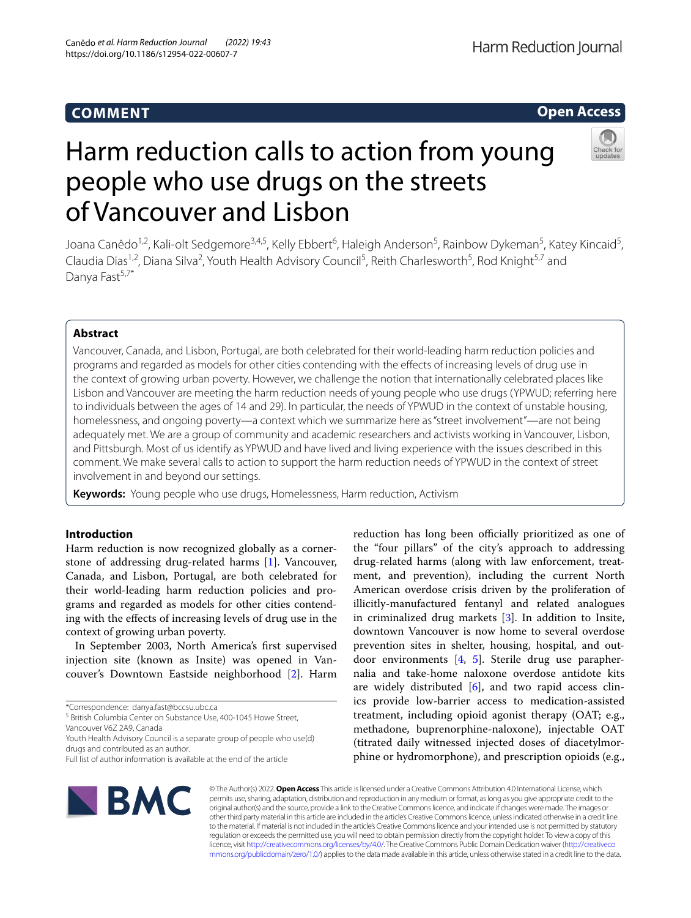COMMENT

Open Access

# Harm reduction calls to action from young people who use drugs on the streets of Vancouver and Lisbon

Joana Canêdo[1,2], Kali-olt Sedgemore[3,4,5], Kelly Ebbert[6], Haleigh Anderson[5], Rainbow Dykeman[5], Katey Kincaid[5], Claudia Dias[1,2], Diana Silva[2], Youth Health Advisory Council[5], Reith Charlesworth[5], Rod Knight[5,7] and Danya Fast[5,7*]

## Abstract

Vancouver, Canada, and Lisbon, Portugal, are both celebrated for their world-leading harm reduction policies and programs and regarded as models for other cities contending with the effects of increasing levels of drug use in the context of growing urban poverty. However, we challenge the notion that internationally celebrated places like Lisbon and Vancouver are meeting the harm reduction needs of young people who use drugs (YPWUD; referring here to individuals between the ages of 14 and 29). In particular, the needs of YPWUD in the context of unstable housing, homelessness, and ongoing poverty—a context which we summarize here as "street involvement"—are not being adequately met. We are a group of community and academic researchers and activists working in Vancouver, Lisbon, and Pittsburgh. Most of us identify as YPWUD and have lived and living experience with the issues described in this comment. We make several calls to action to support the harm reduction needs of YPWUD in the context of street involvement in and beyond our settings.

**Keywords:** Young people who use drugs, Homelessness, Harm reduction, Activism

## Introduction

Harm reduction is now recognized globally as a cornerstone of addressing drug-related harms [1]. Vancouver, Canada, and Lisbon, Portugal, are both celebrated for their world-leading harm reduction policies and programs and regarded as models for other cities contending with the effects of increasing levels of drug use in the context of growing urban poverty.

In September 2003, North America's first supervised injection site (known as Insite) was opened in Vancouver's Downtown Eastside neighborhood [2]. Harm reduction has long been officially prioritized as one of the "four pillars" of the city's approach to addressing drug-related harms (along with law enforcement, treatment, and prevention), including the current North American overdose crisis driven by the proliferation of illicitly-manufactured fentanyl and related analogues in criminalized drug markets [3]. In addition to Insite, downtown Vancouver is now home to several overdose prevention sites in shelter, housing, hospital, and outdoor environments [4, 5]. Sterile drug use paraphernalia and take-home naloxone overdose antidote kits are widely distributed [6], and two rapid access clinics provide low-barrier access to medication-assisted treatment, including opioid agonist therapy (OAT; e.g., methadone, buprenorphine-naloxone), injectable OAT (titrated daily witnessed injected doses of diacetylmorphine or hydromorphone), and prescription opioids (e.g.,

*Correspondence: danya.fast@bccsu.ubc.ca

[5] British Columbia Center on Substance Use, 400-1045 Howe Street, Vancouver V6Z 2A9, Canada

Youth Health Advisory Council is a separate group of people who use(d) drugs and contributed as an author.

Full list of author information is available at the end of the article

© The Author(s) 2022. **Open Access** This article is licensed under a Creative Commons Attribution 4.0 International License, which permits use, sharing, adaptation, distribution and reproduction in any medium or format, as long as you give appropriate credit to the original author(s) and the source, provide a link to the Creative Commons licence, and indicate if changes were made. The images or other third party material in this article are included in the article's Creative Commons licence, unless indicated otherwise in a credit line to the material. If material is not included in the article's Creative Commons licence and your intended use is not permitted by statutory regulation or exceeds the permitted use, you will need to obtain permission directly from the copyright holder. To view a copy of this licence, visit http://creativecommons.org/licenses/by/4.0/. The Creative Commons Public Domain Dedication waiver (http://creativecommons.org/publicdomain/zero/1.0/) applies to the data made available in this article, unless otherwise stated in a credit line to the data.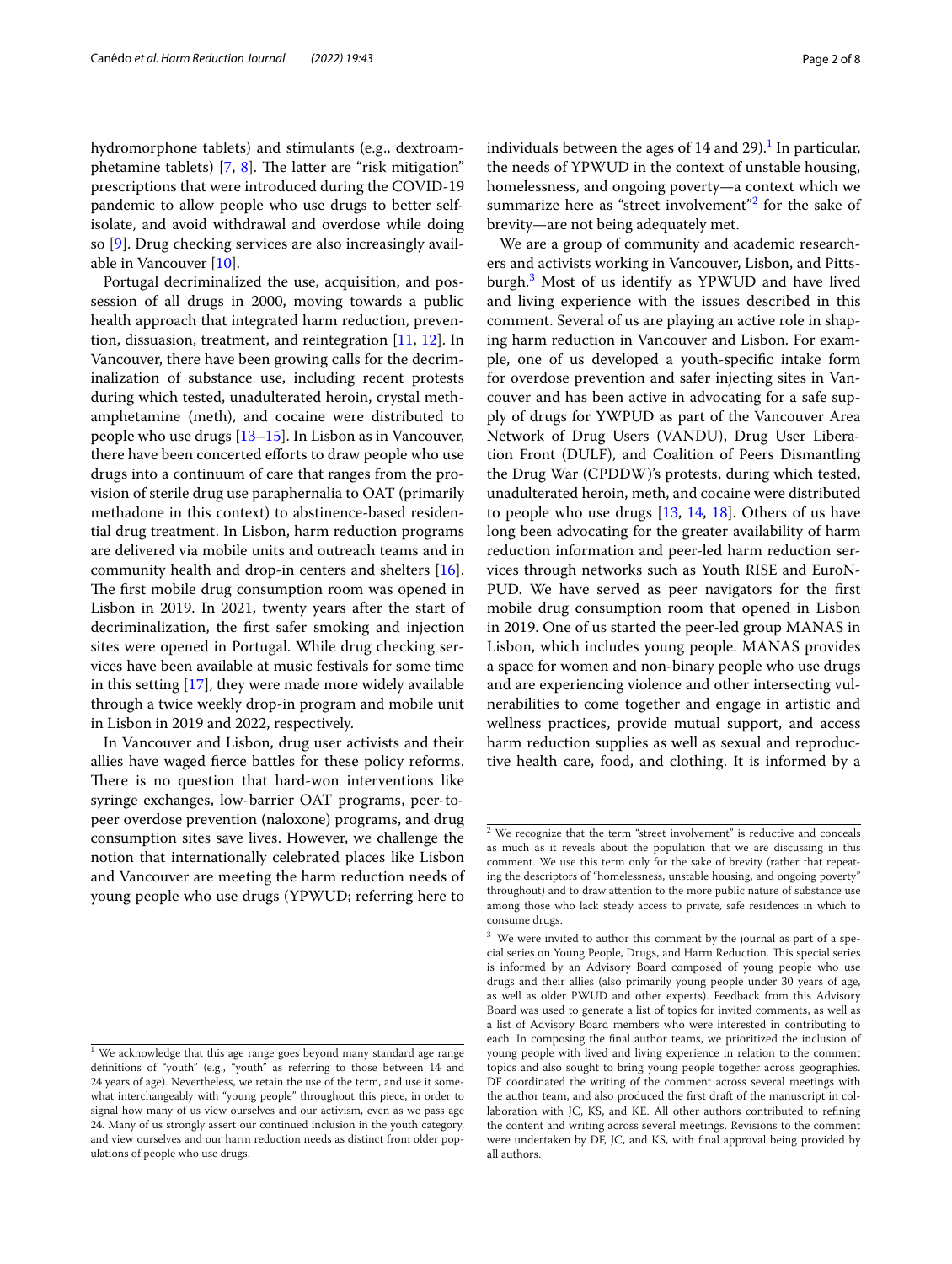hydromorphone tablets) and stimulants (e.g., dextroamphetamine tablets) [7, 8]. The latter are "risk mitigation" prescriptions that were introduced during the COVID-19 pandemic to allow people who use drugs to better self-isolate, and avoid withdrawal and overdose while doing so [9]. Drug checking services are also increasingly available in Vancouver [10].

Portugal decriminalized the use, acquisition, and possession of all drugs in 2000, moving towards a public health approach that integrated harm reduction, prevention, dissuasion, treatment, and reintegration [11, 12]. In Vancouver, there have been growing calls for the decriminalization of substance use, including recent protests during which tested, unadulterated heroin, crystal methamphetamine (meth), and cocaine were distributed to people who use drugs [13–15]. In Lisbon as in Vancouver, there have been concerted efforts to draw people who use drugs into a continuum of care that ranges from the provision of sterile drug use paraphernalia to OAT (primarily methadone in this context) to abstinence-based residential drug treatment. In Lisbon, harm reduction programs are delivered via mobile units and outreach teams and in community health and drop-in centers and shelters [16]. The first mobile drug consumption room was opened in Lisbon in 2019. In 2021, twenty years after the start of decriminalization, the first safer smoking and injection sites were opened in Portugal. While drug checking services have been available at music festivals for some time in this setting [17], they were made more widely available through a twice weekly drop-in program and mobile unit in Lisbon in 2019 and 2022, respectively.

In Vancouver and Lisbon, drug user activists and their allies have waged fierce battles for these policy reforms. There is no question that hard-won interventions like syringe exchanges, low-barrier OAT programs, peer-to-peer overdose prevention (naloxone) programs, and drug consumption sites save lives. However, we challenge the notion that internationally celebrated places like Lisbon and Vancouver are meeting the harm reduction needs of young people who use drugs (YPWUD; referring here to individuals between the ages of 14 and 29).[1] In particular, the needs of YPWUD in the context of unstable housing, homelessness, and ongoing poverty—a context which we summarize here as "street involvement"[2] for the sake of brevity—are not being adequately met.

We are a group of community and academic researchers and activists working in Vancouver, Lisbon, and Pittsburgh.[3] Most of us identify as YPWUD and have lived and living experience with the issues described in this comment. Several of us are playing an active role in shaping harm reduction in Vancouver and Lisbon. For example, one of us developed a youth-specific intake form for overdose prevention and safer injecting sites in Vancouver and has been active in advocating for a safe supply of drugs for YWPUD as part of the Vancouver Area Network of Drug Users (VANDU), Drug User Liberation Front (DULF), and Coalition of Peers Dismantling the Drug War (CPDDW)'s protests, during which tested, unadulterated heroin, meth, and cocaine were distributed to people who use drugs [13, 14, 18]. Others of us have long been advocating for the greater availability of harm reduction information and peer-led harm reduction services through networks such as Youth RISE and EuroNPUD. We have served as peer navigators for the first mobile drug consumption room that opened in Lisbon in 2019. One of us started the peer-led group MANAS in Lisbon, which includes young people. MANAS provides a space for women and non-binary people who use drugs and are experiencing violence and other intersecting vulnerabilities to come together and engage in artistic and wellness practices, provide mutual support, and access harm reduction supplies as well as sexual and reproductive health care, food, and clothing. It is informed by a

---

[1] We acknowledge that this age range goes beyond many standard age range definitions of "youth" (e.g., "youth" as referring to those between 14 and 24 years of age). Nevertheless, we retain the use of the term, and use it somewhat interchangeably with "young people" throughout this piece, in order to signal how many of us view ourselves and our activism, even as we pass age 24. Many of us strongly assert our continued inclusion in the youth category, and view ourselves and our harm reduction needs as distinct from older populations of people who use drugs.

[2] We recognize that the term "street involvement" is reductive and conceals as much as it reveals about the population that we are discussing in this comment. We use this term only for the sake of brevity (rather that repeating the descriptors of "homelessness, unstable housing, and ongoing poverty" throughout) and to draw attention to the more public nature of substance use among those who lack steady access to private, safe residences in which to consume drugs.

[3] We were invited to author this comment by the journal as part of a special series on Young People, Drugs, and Harm Reduction. This special series is informed by an Advisory Board composed of young people who use drugs and their allies (also primarily young people under 30 years of age, as well as older PWUD and other experts). Feedback from this Advisory Board was used to generate a list of topics for invited comments, as well as a list of Advisory Board members who were interested in contributing to each. In composing the final author teams, we prioritized the inclusion of young people with lived and living experience in relation to the comment topics and also sought to bring young people together across geographies. DF coordinated the writing of the comment across several meetings with the author team, and also produced the first draft of the manuscript in collaboration with JC, KS, and KE. All other authors contributed to refining the content and writing across several meetings. Revisions to the comment were undertaken by DF, JC, and KS, with final approval being provided by all authors.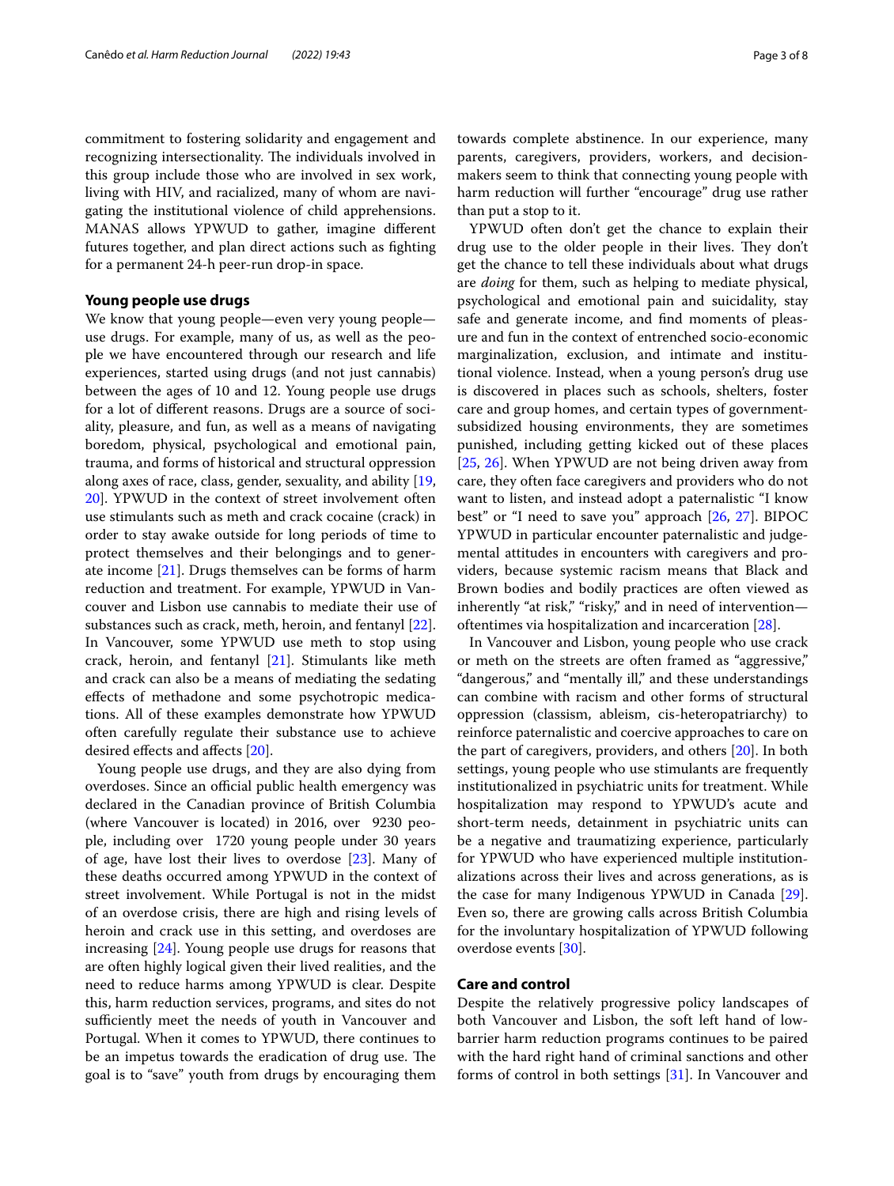commitment to fostering solidarity and engagement and recognizing intersectionality. The individuals involved in this group include those who are involved in sex work, living with HIV, and racialized, many of whom are navigating the institutional violence of child apprehensions. MANAS allows YPWUD to gather, imagine different futures together, and plan direct actions such as fighting for a permanent 24-h peer-run drop-in space.

## Young people use drugs

We know that young people—even very young people—use drugs. For example, many of us, as well as the people we have encountered through our research and life experiences, started using drugs (and not just cannabis) between the ages of 10 and 12. Young people use drugs for a lot of different reasons. Drugs are a source of sociality, pleasure, and fun, as well as a means of navigating boredom, physical, psychological and emotional pain, trauma, and forms of historical and structural oppression along axes of race, class, gender, sexuality, and ability [19, 20]. YPWUD in the context of street involvement often use stimulants such as meth and crack cocaine (crack) in order to stay awake outside for long periods of time to protect themselves and their belongings and to generate income [21]. Drugs themselves can be forms of harm reduction and treatment. For example, YPWUD in Vancouver and Lisbon use cannabis to mediate their use of substances such as crack, meth, heroin, and fentanyl [22]. In Vancouver, some YPWUD use meth to stop using crack, heroin, and fentanyl [21]. Stimulants like meth and crack can also be a means of mediating the sedating effects of methadone and some psychotropic medications. All of these examples demonstrate how YPWUD often carefully regulate their substance use to achieve desired effects and affects [20].

Young people use drugs, and they are also dying from overdoses. Since an official public health emergency was declared in the Canadian province of British Columbia (where Vancouver is located) in 2016, over 9230 people, including over 1720 young people under 30 years of age, have lost their lives to overdose [23]. Many of these deaths occurred among YPWUD in the context of street involvement. While Portugal is not in the midst of an overdose crisis, there are high and rising levels of heroin and crack use in this setting, and overdoses are increasing [24]. Young people use drugs for reasons that are often highly logical given their lived realities, and the need to reduce harms among YPWUD is clear. Despite this, harm reduction services, programs, and sites do not sufficiently meet the needs of youth in Vancouver and Portugal. When it comes to YPWUD, there continues to be an impetus towards the eradication of drug use. The goal is to "save" youth from drugs by encouraging them towards complete abstinence. In our experience, many parents, caregivers, providers, workers, and decision-makers seem to think that connecting young people with harm reduction will further "encourage" drug use rather than put a stop to it.

YPWUD often don't get the chance to explain their drug use to the older people in their lives. They don't get the chance to tell these individuals about what drugs are *doing* for them, such as helping to mediate physical, psychological and emotional pain and suicidality, stay safe and generate income, and find moments of pleasure and fun in the context of entrenched socio-economic marginalization, exclusion, and intimate and institutional violence. Instead, when a young person's drug use is discovered in places such as schools, shelters, foster care and group homes, and certain types of government-subsidized housing environments, they are sometimes punished, including getting kicked out of these places [25, 26]. When YPWUD are not being driven away from care, they often face caregivers and providers who do not want to listen, and instead adopt a paternalistic "I know best" or "I need to save you" approach [26, 27]. BIPOC YPWUD in particular encounter paternalistic and judgemental attitudes in encounters with caregivers and providers, because systemic racism means that Black and Brown bodies and bodily practices are often viewed as inherently "at risk," "risky," and in need of intervention—oftentimes via hospitalization and incarceration [28].

In Vancouver and Lisbon, young people who use crack or meth on the streets are often framed as "aggressive," "dangerous," and "mentally ill," and these understandings can combine with racism and other forms of structural oppression (classism, ableism, cis-heteropatriarchy) to reinforce paternalistic and coercive approaches to care on the part of caregivers, providers, and others [20]. In both settings, young people who use stimulants are frequently institutionalized in psychiatric units for treatment. While hospitalization may respond to YPWUD's acute and short-term needs, detainment in psychiatric units can be a negative and traumatizing experience, particularly for YPWUD who have experienced multiple institutionalizations across their lives and across generations, as is the case for many Indigenous YPWUD in Canada [29]. Even so, there are growing calls across British Columbia for the involuntary hospitalization of YPWUD following overdose events [30].

## Care and control

Despite the relatively progressive policy landscapes of both Vancouver and Lisbon, the soft left hand of low-barrier harm reduction programs continues to be paired with the hard right hand of criminal sanctions and other forms of control in both settings [31]. In Vancouver and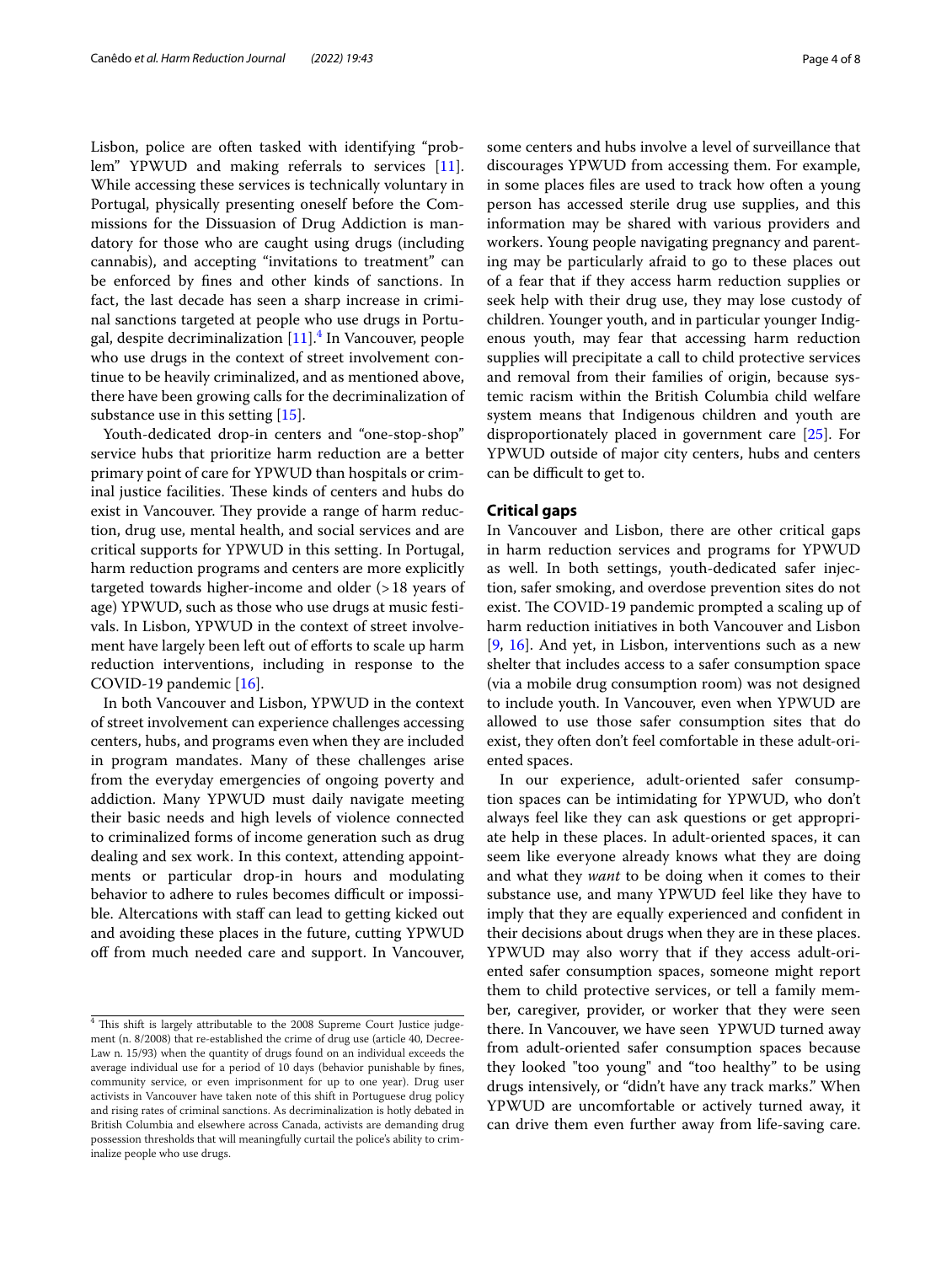Lisbon, police are often tasked with identifying "problem" YPWUD and making referrals to services [11]. While accessing these services is technically voluntary in Portugal, physically presenting oneself before the Commissions for the Dissuasion of Drug Addiction is mandatory for those who are caught using drugs (including cannabis), and accepting "invitations to treatment" can be enforced by fines and other kinds of sanctions. In fact, the last decade has seen a sharp increase in criminal sanctions targeted at people who use drugs in Portugal, despite decriminalization [11].[4] In Vancouver, people who use drugs in the context of street involvement continue to be heavily criminalized, and as mentioned above, there have been growing calls for the decriminalization of substance use in this setting [15].

Youth-dedicated drop-in centers and "one-stop-shop" service hubs that prioritize harm reduction are a better primary point of care for YPWUD than hospitals or criminal justice facilities. These kinds of centers and hubs do exist in Vancouver. They provide a range of harm reduction, drug use, mental health, and social services and are critical supports for YPWUD in this setting. In Portugal, harm reduction programs and centers are more explicitly targeted towards higher-income and older (>18 years of age) YPWUD, such as those who use drugs at music festivals. In Lisbon, YPWUD in the context of street involvement have largely been left out of efforts to scale up harm reduction interventions, including in response to the COVID-19 pandemic [16].

In both Vancouver and Lisbon, YPWUD in the context of street involvement can experience challenges accessing centers, hubs, and programs even when they are included in program mandates. Many of these challenges arise from the everyday emergencies of ongoing poverty and addiction. Many YPWUD must daily navigate meeting their basic needs and high levels of violence connected to criminalized forms of income generation such as drug dealing and sex work. In this context, attending appointments or particular drop-in hours and modulating behavior to adhere to rules becomes difficult or impossible. Altercations with staff can lead to getting kicked out and avoiding these places in the future, cutting YPWUD off from much needed care and support. In Vancouver, some centers and hubs involve a level of surveillance that discourages YPWUD from accessing them. For example, in some places files are used to track how often a young person has accessed sterile drug use supplies, and this information may be shared with various providers and workers. Young people navigating pregnancy and parenting may be particularly afraid to go to these places out of a fear that if they access harm reduction supplies or seek help with their drug use, they may lose custody of children. Younger youth, and in particular younger Indigenous youth, may fear that accessing harm reduction supplies will precipitate a call to child protective services and removal from their families of origin, because systemic racism within the British Columbia child welfare system means that Indigenous children and youth are disproportionately placed in government care [25]. For YPWUD outside of major city centers, hubs and centers can be difficult to get to.

## Critical gaps

In Vancouver and Lisbon, there are other critical gaps in harm reduction services and programs for YPWUD as well. In both settings, youth-dedicated safer injection, safer smoking, and overdose prevention sites do not exist. The COVID-19 pandemic prompted a scaling up of harm reduction initiatives in both Vancouver and Lisbon [9, 16]. And yet, in Lisbon, interventions such as a new shelter that includes access to a safer consumption space (via a mobile drug consumption room) was not designed to include youth. In Vancouver, even when YPWUD are allowed to use those safer consumption sites that do exist, they often don't feel comfortable in these adult-oriented spaces.

In our experience, adult-oriented safer consumption spaces can be intimidating for YPWUD, who don't always feel like they can ask questions or get appropriate help in these places. In adult-oriented spaces, it can seem like everyone already knows what they are doing and what they *want* to be doing when it comes to their substance use, and many YPWUD feel like they have to imply that they are equally experienced and confident in their decisions about drugs when they are in these places. YPWUD may also worry that if they access adult-oriented safer consumption spaces, someone might report them to child protective services, or tell a family member, caregiver, provider, or worker that they were seen there. In Vancouver, we have seen YPWUD turned away from adult-oriented safer consumption spaces because they looked "too young" and "too healthy" to be using drugs intensively, or "didn't have any track marks." When YPWUD are uncomfortable or actively turned away, it can drive them even further away from life-saving care.

---

[4] This shift is largely attributable to the 2008 Supreme Court Justice judgement (n. 8/2008) that re-established the crime of drug use (article 40, Decree-Law n. 15/93) when the quantity of drugs found on an individual exceeds the average individual use for a period of 10 days (behavior punishable by fines, community service, or even imprisonment for up to one year). Drug user activists in Vancouver have taken note of this shift in Portuguese drug policy and rising rates of criminal sanctions. As decriminalization is hotly debated in British Columbia and elsewhere across Canada, activists are demanding drug possession thresholds that will meaningfully curtail the police's ability to criminalize people who use drugs.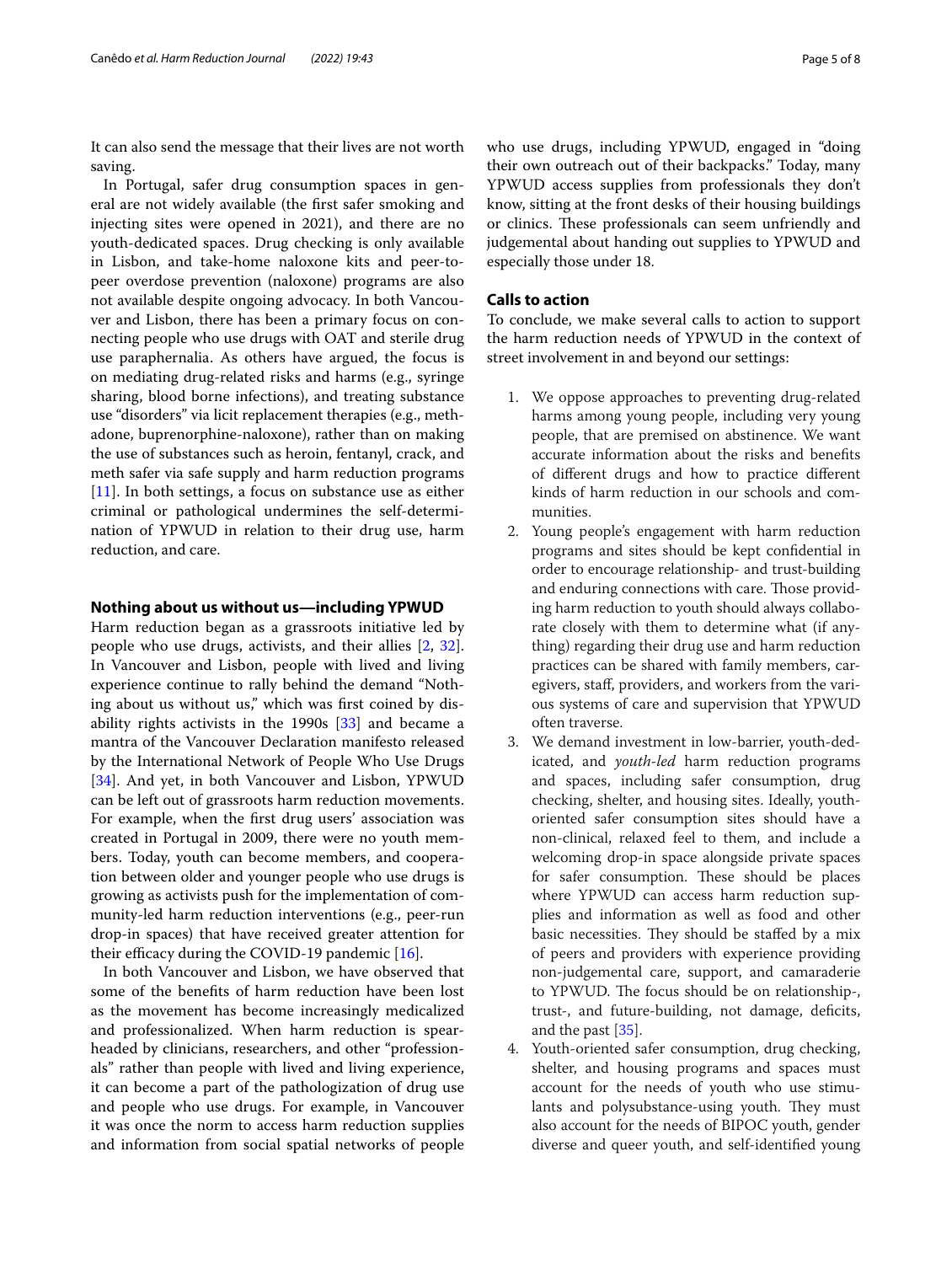It can also send the message that their lives are not worth saving.

In Portugal, safer drug consumption spaces in general are not widely available (the first safer smoking and injecting sites were opened in 2021), and there are no youth-dedicated spaces. Drug checking is only available in Lisbon, and take-home naloxone kits and peer-to-peer overdose prevention (naloxone) programs are also not available despite ongoing advocacy. In both Vancouver and Lisbon, there has been a primary focus on connecting people who use drugs with OAT and sterile drug use paraphernalia. As others have argued, the focus is on mediating drug-related risks and harms (e.g., syringe sharing, blood borne infections), and treating substance use "disorders" via licit replacement therapies (e.g., methadone, buprenorphine-naloxone), rather than on making the use of substances such as heroin, fentanyl, crack, and meth safer via safe supply and harm reduction programs [11]. In both settings, a focus on substance use as either criminal or pathological undermines the self-determination of YPWUD in relation to their drug use, harm reduction, and care.

## Nothing about us without us—including YPWUD

Harm reduction began as a grassroots initiative led by people who use drugs, activists, and their allies [2, 32]. In Vancouver and Lisbon, people with lived and living experience continue to rally behind the demand "Nothing about us without us," which was first coined by disability rights activists in the 1990s [33] and became a mantra of the Vancouver Declaration manifesto released by the International Network of People Who Use Drugs [34]. And yet, in both Vancouver and Lisbon, YPWUD can be left out of grassroots harm reduction movements. For example, when the first drug users' association was created in Portugal in 2009, there were no youth members. Today, youth can become members, and cooperation between older and younger people who use drugs is growing as activists push for the implementation of community-led harm reduction interventions (e.g., peer-run drop-in spaces) that have received greater attention for their efficacy during the COVID-19 pandemic [16].

In both Vancouver and Lisbon, we have observed that some of the benefits of harm reduction have been lost as the movement has become increasingly medicalized and professionalized. When harm reduction is spearheaded by clinicians, researchers, and other "professionals" rather than people with lived and living experience, it can become a part of the pathologization of drug use and people who use drugs. For example, in Vancouver it was once the norm to access harm reduction supplies and information from social spatial networks of people who use drugs, including YPWUD, engaged in "doing their own outreach out of their backpacks." Today, many YPWUD access supplies from professionals they don't know, sitting at the front desks of their housing buildings or clinics. These professionals can seem unfriendly and judgemental about handing out supplies to YPWUD and especially those under 18.

## Calls to action

To conclude, we make several calls to action to support the harm reduction needs of YPWUD in the context of street involvement in and beyond our settings:

1. We oppose approaches to preventing drug-related harms among young people, including very young people, that are premised on abstinence. We want accurate information about the risks and benefits of different drugs and how to practice different kinds of harm reduction in our schools and communities.
2. Young people's engagement with harm reduction programs and sites should be kept confidential in order to encourage relationship- and trust-building and enduring connections with care. Those providing harm reduction to youth should always collaborate closely with them to determine what (if anything) regarding their drug use and harm reduction practices can be shared with family members, caregivers, staff, providers, and workers from the various systems of care and supervision that YPWUD often traverse.
3. We demand investment in low-barrier, youth-dedicated, and *youth-led* harm reduction programs and spaces, including safer consumption, drug checking, shelter, and housing sites. Ideally, youth-oriented safer consumption sites should have a non-clinical, relaxed feel to them, and include a welcoming drop-in space alongside private spaces for safer consumption. These should be places where YPWUD can access harm reduction supplies and information as well as food and other basic necessities. They should be staffed by a mix of peers and providers with experience providing non-judgemental care, support, and camaraderie to YPWUD. The focus should be on relationship-, trust-, and future-building, not damage, deficits, and the past [35].
4. Youth-oriented safer consumption, drug checking, shelter, and housing programs and spaces must account for the needs of youth who use stimulants and polysubstance-using youth. They must also account for the needs of BIPOC youth, gender diverse and queer youth, and self-identified young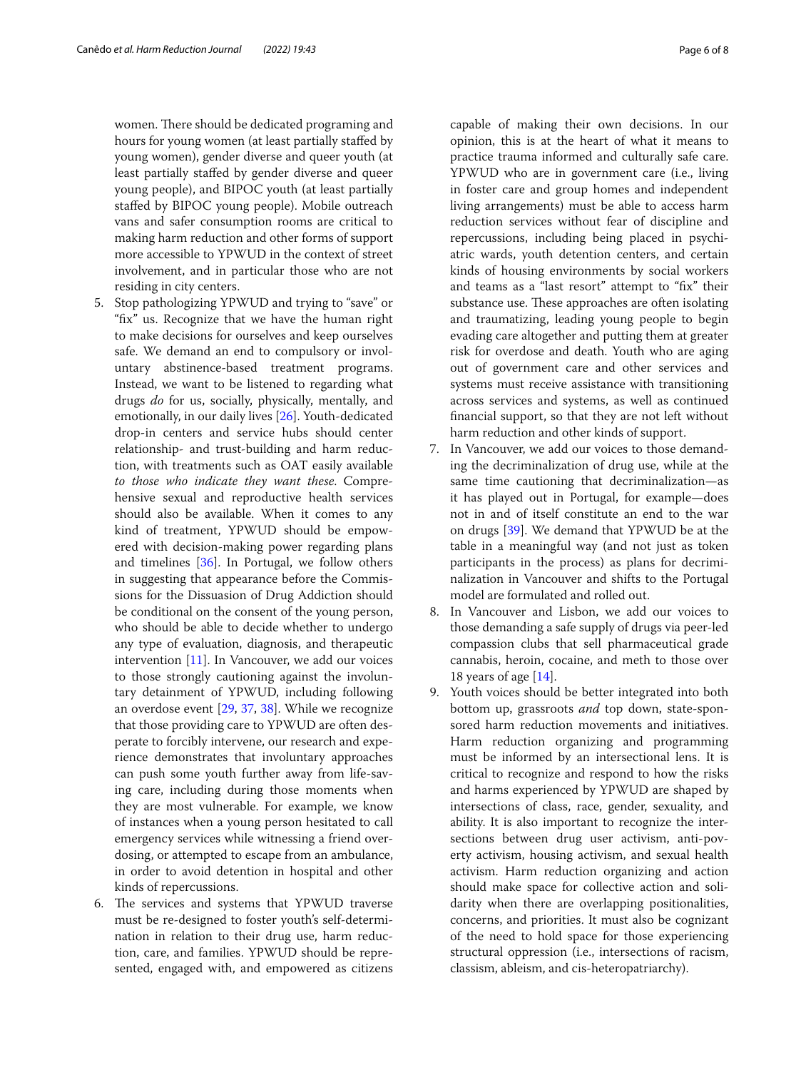women. There should be dedicated programing and hours for young women (at least partially staffed by young women), gender diverse and queer youth (at least partially staffed by gender diverse and queer young people), and BIPOC youth (at least partially staffed by BIPOC young people). Mobile outreach vans and safer consumption rooms are critical to making harm reduction and other forms of support more accessible to YPWUD in the context of street involvement, and in particular those who are not residing in city centers.

5. Stop pathologizing YPWUD and trying to "save" or "fix" us. Recognize that we have the human right to make decisions for ourselves and keep ourselves safe. We demand an end to compulsory or involuntary abstinence-based treatment programs. Instead, we want to be listened to regarding what drugs *do* for us, socially, physically, mentally, and emotionally, in our daily lives [26]. Youth-dedicated drop-in centers and service hubs should center relationship- and trust-building and harm reduction, with treatments such as OAT easily available *to those who indicate they want these.* Comprehensive sexual and reproductive health services should also be available. When it comes to any kind of treatment, YPWUD should be empowered with decision-making power regarding plans and timelines [36]. In Portugal, we follow others in suggesting that appearance before the Commissions for the Dissuasion of Drug Addiction should be conditional on the consent of the young person, who should be able to decide whether to undergo any type of evaluation, diagnosis, and therapeutic intervention [11]. In Vancouver, we add our voices to those strongly cautioning against the involuntary detainment of YPWUD, including following an overdose event [29, 37, 38]. While we recognize that those providing care to YPWUD are often desperate to forcibly intervene, our research and experience demonstrates that involuntary approaches can push some youth further away from life-saving care, including during those moments when they are most vulnerable. For example, we know of instances when a young person hesitated to call emergency services while witnessing a friend overdosing, or attempted to escape from an ambulance, in order to avoid detention in hospital and other kinds of repercussions.
6. The services and systems that YPWUD traverse must be re-designed to foster youth's self-determination in relation to their drug use, harm reduction, care, and families. YPWUD should be represented, engaged with, and empowered as citizens capable of making their own decisions. In our opinion, this is at the heart of what it means to practice trauma informed and culturally safe care. YPWUD who are in government care (i.e., living in foster care and group homes and independent living arrangements) must be able to access harm reduction services without fear of discipline and repercussions, including being placed in psychiatric wards, youth detention centers, and certain kinds of housing environments by social workers and teams as a "last resort" attempt to "fix" their substance use. These approaches are often isolating and traumatizing, leading young people to begin evading care altogether and putting them at greater risk for overdose and death. Youth who are aging out of government care and other services and systems must receive assistance with transitioning across services and systems, as well as continued financial support, so that they are not left without harm reduction and other kinds of support.
7. In Vancouver, we add our voices to those demanding the decriminalization of drug use, while at the same time cautioning that decriminalization—as it has played out in Portugal, for example—does not in and of itself constitute an end to the war on drugs [39]. We demand that YPWUD be at the table in a meaningful way (and not just as token participants in the process) as plans for decriminalization in Vancouver and shifts to the Portugal model are formulated and rolled out.
8. In Vancouver and Lisbon, we add our voices to those demanding a safe supply of drugs via peer-led compassion clubs that sell pharmaceutical grade cannabis, heroin, cocaine, and meth to those over 18 years of age [14].
9. Youth voices should be better integrated into both bottom up, grassroots *and* top down, state-sponsored harm reduction movements and initiatives. Harm reduction organizing and programming must be informed by an intersectional lens. It is critical to recognize and respond to how the risks and harms experienced by YPWUD are shaped by intersections of class, race, gender, sexuality, and ability. It is also important to recognize the intersections between drug user activism, anti-poverty activism, housing activism, and sexual health activism. Harm reduction organizing and action should make space for collective action and solidarity when there are overlapping positionalities, concerns, and priorities. It must also be cognizant of the need to hold space for those experiencing structural oppression (i.e., intersections of racism, classism, ableism, and cis-heteropatriarchy).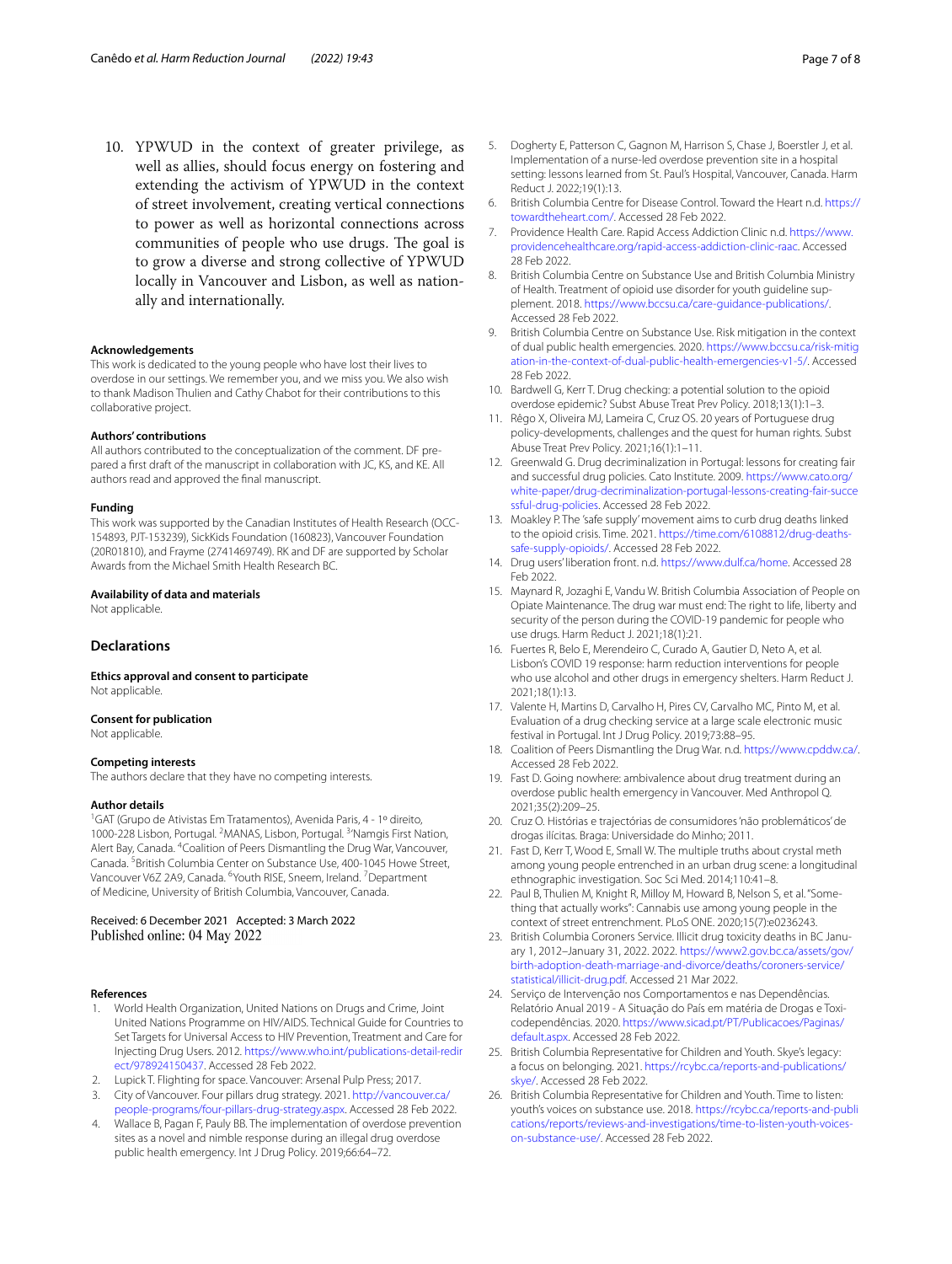10. YPWUD in the context of greater privilege, as well as allies, should focus energy on fostering and extending the activism of YPWUD in the context of street involvement, creating vertical connections to power as well as horizontal connections across communities of people who use drugs. The goal is to grow a diverse and strong collective of YPWUD locally in Vancouver and Lisbon, as well as nationally and internationally.

#### Acknowledgements
This work is dedicated to the young people who have lost their lives to overdose in our settings. We remember you, and we miss you. We also wish to thank Madison Thulien and Cathy Chabot for their contributions to this collaborative project.

#### Authors' contributions
All authors contributed to the conceptualization of the comment. DF prepared a first draft of the manuscript in collaboration with JC, KS, and KE. All authors read and approved the final manuscript.

#### Funding
This work was supported by the Canadian Institutes of Health Research (OCC-154893, PJT-153239), SickKids Foundation (160823), Vancouver Foundation (20R01810), and Frayme (2741469749). RK and DF are supported by Scholar Awards from the Michael Smith Health Research BC.

#### Availability of data and materials
Not applicable.

### Declarations

#### Ethics approval and consent to participate
Not applicable.

#### Consent for publication
Not applicable.

#### Competing interests
The authors declare that they have no competing interests.

#### Author details
[1]GAT (Grupo de Ativistas Em Tratamentos), Avenida Paris, 4 - 1º direito, 1000-228 Lisbon, Portugal. [2]MANAS, Lisbon, Portugal. [3]'Namgis First Nation, Alert Bay, Canada. [4]Coalition of Peers Dismantling the Drug War, Vancouver, Canada. [5]British Columbia Center on Substance Use, 400-1045 Howe Street, Vancouver V6Z 2A9, Canada. [6]Youth RISE, Sneem, Ireland. [7]Department of Medicine, University of British Columbia, Vancouver, Canada.

Received: 6 December 2021 Accepted: 3 March 2022
Published online: 04 May 2022

#### References
1. World Health Organization, United Nations on Drugs and Crime, Joint United Nations Programme on HIV/AIDS. Technical Guide for Countries to Set Targets for Universal Access to HIV Prevention, Treatment and Care for Injecting Drug Users. 2012. https://www.who.int/publications-detail-redirect/978924150437. Accessed 28 Feb 2022.
2. Lupick T. Flighting for space. Vancouver: Arsenal Pulp Press; 2017.
3. City of Vancouver. Four pillars drug strategy. 2021. http://vancouver.ca/people-programs/four-pillars-drug-strategy.aspx. Accessed 28 Feb 2022.
4. Wallace B, Pagan F, Pauly BB. The implementation of overdose prevention sites as a novel and nimble response during an illegal drug overdose public health emergency. Int J Drug Policy. 2019;66:64–72.
5. Dogherty E, Patterson C, Gagnon M, Harrison S, Chase J, Boerstler J, et al. Implementation of a nurse-led overdose prevention site in a hospital setting: lessons learned from St. Paul's Hospital, Vancouver, Canada. Harm Reduct J. 2022;19(1):13.
6. British Columbia Centre for Disease Control. Toward the Heart n.d. https://towardtheheart.com/. Accessed 28 Feb 2022.
7. Providence Health Care. Rapid Access Addiction Clinic n.d. https://www.providencehealthcare.org/rapid-access-addiction-clinic-raac. Accessed 28 Feb 2022.
8. British Columbia Centre on Substance Use and British Columbia Ministry of Health. Treatment of opioid use disorder for youth guideline supplement. 2018. https://www.bccsu.ca/care-guidance-publications/. Accessed 28 Feb 2022.
9. British Columbia Centre on Substance Use. Risk mitigation in the context of dual public health emergencies. 2020. https://www.bccsu.ca/risk-mitigation-in-the-context-of-dual-public-health-emergencies-v1-5/. Accessed 28 Feb 2022.
10. Bardwell G, Kerr T. Drug checking: a potential solution to the opioid overdose epidemic? Subst Abuse Treat Prev Policy. 2018;13(1):1–3.
11. Rêgo X, Oliveira MJ, Lameira C, Cruz OS. 20 years of Portuguese drug policy-developments, challenges and the quest for human rights. Subst Abuse Treat Prev Policy. 2021;16(1):1–11.
12. Greenwald G. Drug decriminalization in Portugal: lessons for creating fair and successful drug policies. Cato Institute. 2009. https://www.cato.org/white-paper/drug-decriminalization-portugal-lessons-creating-fair-successful-drug-policies. Accessed 28 Feb 2022.
13. Moakley P. The 'safe supply' movement aims to curb drug deaths linked to the opioid crisis. Time. 2021. https://time.com/6108812/drug-deaths-safe-supply-opioids/. Accessed 28 Feb 2022.
14. Drug users' liberation front. n.d. https://www.dulf.ca/home. Accessed 28 Feb 2022.
15. Maynard R, Jozaghi E, Vandu W. British Columbia Association of People on Opiate Maintenance. The drug war must end: The right to life, liberty and security of the person during the COVID-19 pandemic for people who use drugs. Harm Reduct J. 2021;18(1):21.
16. Fuertes R, Belo E, Merendeiro C, Curado A, Gautier D, Neto A, et al. Lisbon's COVID 19 response: harm reduction interventions for people who use alcohol and other drugs in emergency shelters. Harm Reduct J. 2021;18(1):13.
17. Valente H, Martins D, Carvalho H, Pires CV, Carvalho MC, Pinto M, et al. Evaluation of a drug checking service at a large scale electronic music festival in Portugal. Int J Drug Policy. 2019;73:88–95.
18. Coalition of Peers Dismantling the Drug War. n.d. https://www.cpddw.ca/. Accessed 28 Feb 2022.
19. Fast D. Going nowhere: ambivalence about drug treatment during an overdose public health emergency in Vancouver. Med Anthropol Q. 2021;35(2):209–25.
20. Cruz O. Histórias e trajectórias de consumidores 'não problemáticos' de drogas ilícitas. Braga: Universidade do Minho; 2011.
21. Fast D, Kerr T, Wood E, Small W. The multiple truths about crystal meth among young people entrenched in an urban drug scene: a longitudinal ethnographic investigation. Soc Sci Med. 2014;110:41–8.
22. Paul B, Thulien M, Knight R, Milloy M, Howard B, Nelson S, et al. "Something that actually works": Cannabis use among young people in the context of street entrenchment. PLoS ONE. 2020;15(7):e0236243.
23. British Columbia Coroners Service. Illicit drug toxicity deaths in BC January 1, 2012–January 31, 2022. 2022. https://www2.gov.bc.ca/assets/gov/birth-adoption-death-marriage-and-divorce/deaths/coroners-service/statistical/illicit-drug.pdf. Accessed 21 Mar 2022.
24. Serviço de Intervenção nos Comportamentos e nas Dependências. Relatório Anual 2019 - A Situação do País em matéria de Drogas e Toxicodependências. 2020. https://www.sicad.pt/PT/Publicacoes/Paginas/default.aspx. Accessed 28 Feb 2022.
25. British Columbia Representative for Children and Youth. Skye's legacy: a focus on belonging. 2021. https://rcybc.ca/reports-and-publications/skye/. Accessed 28 Feb 2022.
26. British Columbia Representative for Children and Youth. Time to listen: youth's voices on substance use. 2018. https://rcybc.ca/reports-and-publications/reports/reviews-and-investigations/time-to-listen-youth-voices-on-substance-use/. Accessed 28 Feb 2022.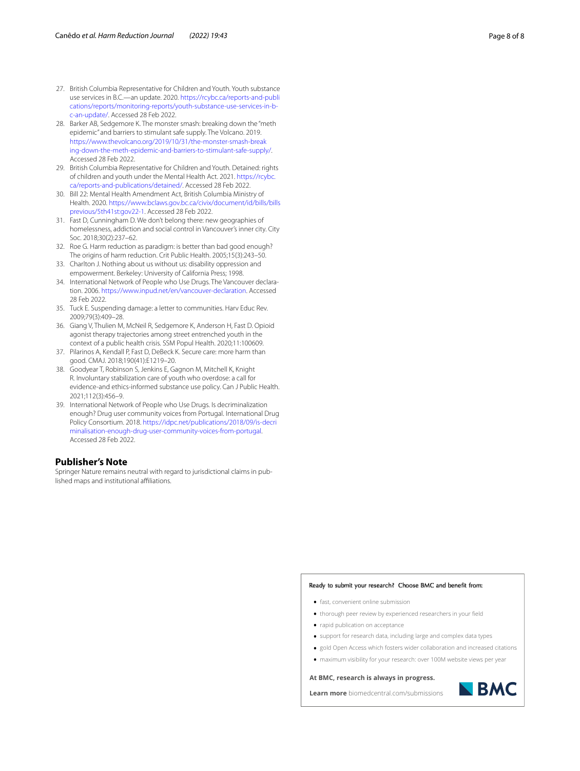27. British Columbia Representative for Children and Youth. Youth substance use services in B.C.—an update. 2020. https://rcybc.ca/reports-and-publications/reports/monitoring-reports/youth-substance-use-services-in-b-c-an-update/. Accessed 28 Feb 2022.
28. Barker AB, Sedgemore K. The monster smash: breaking down the "meth epidemic" and barriers to stimulant safe supply. The Volcano. 2019. https://www.thevolcano.org/2019/10/31/the-monster-smash-breaking-down-the-meth-epidemic-and-barriers-to-stimulant-safe-supply/. Accessed 28 Feb 2022.
29. British Columbia Representative for Children and Youth. Detained: rights of children and youth under the Mental Health Act. 2021. https://rcybc.ca/reports-and-publications/detained/. Accessed 28 Feb 2022.
30. Bill 22: Mental Health Amendment Act, British Columbia Ministry of Health. 2020. https://www.bclaws.gov.bc.ca/civix/document/id/bills/billsprevious/5th41st:gov22-1. Accessed 28 Feb 2022.
31. Fast D, Cunningham D. We don't belong there: new geographies of homelessness, addiction and social control in Vancouver's inner city. City Soc. 2018;30(2):237–62.
32. Roe G. Harm reduction as paradigm: is better than bad good enough? The origins of harm reduction. Crit Public Health. 2005;15(3):243–50.
33. Charlton J. Nothing about us without us: disability oppression and empowerment. Berkeley: University of California Press; 1998.
34. International Network of People who Use Drugs. The Vancouver declaration. 2006. https://www.inpud.net/en/vancouver-declaration. Accessed 28 Feb 2022.
35. Tuck E. Suspending damage: a letter to communities. Harv Educ Rev. 2009;79(3):409–28.
36. Giang V, Thulien M, McNeil R, Sedgemore K, Anderson H, Fast D. Opioid agonist therapy trajectories among street entrenched youth in the context of a public health crisis. SSM Popul Health. 2020;11:100609.
37. Pilarinos A, Kendall P, Fast D, DeBeck K. Secure care: more harm than good. CMAJ. 2018;190(41):E1219–20.
38. Goodyear T, Robinson S, Jenkins E, Gagnon M, Mitchell K, Knight R. Involuntary stabilization care of youth who overdose: a call for evidence-and ethics-informed substance use policy. Can J Public Health. 2021;112(3):456–9.
39. International Network of People who Use Drugs. Is decriminalization enough? Drug user community voices from Portugal. International Drug Policy Consortium. 2018. https://idpc.net/publications/2018/09/is-decriminalisation-enough-drug-user-community-voices-from-portugal. Accessed 28 Feb 2022.

## Publisher's Note

Springer Nature remains neutral with regard to jurisdictional claims in published maps and institutional affiliations.

Ready to submit your research? Choose BMC and benefit from:

- fast, convenient online submission
- thorough peer review by experienced researchers in your field
- rapid publication on acceptance
- support for research data, including large and complex data types
- gold Open Access which fosters wider collaboration and increased citations
- maximum visibility for your research: over 100M website views per year

**At BMC, research is always in progress.**

**Learn more** biomedcentral.com/submissions

BMC